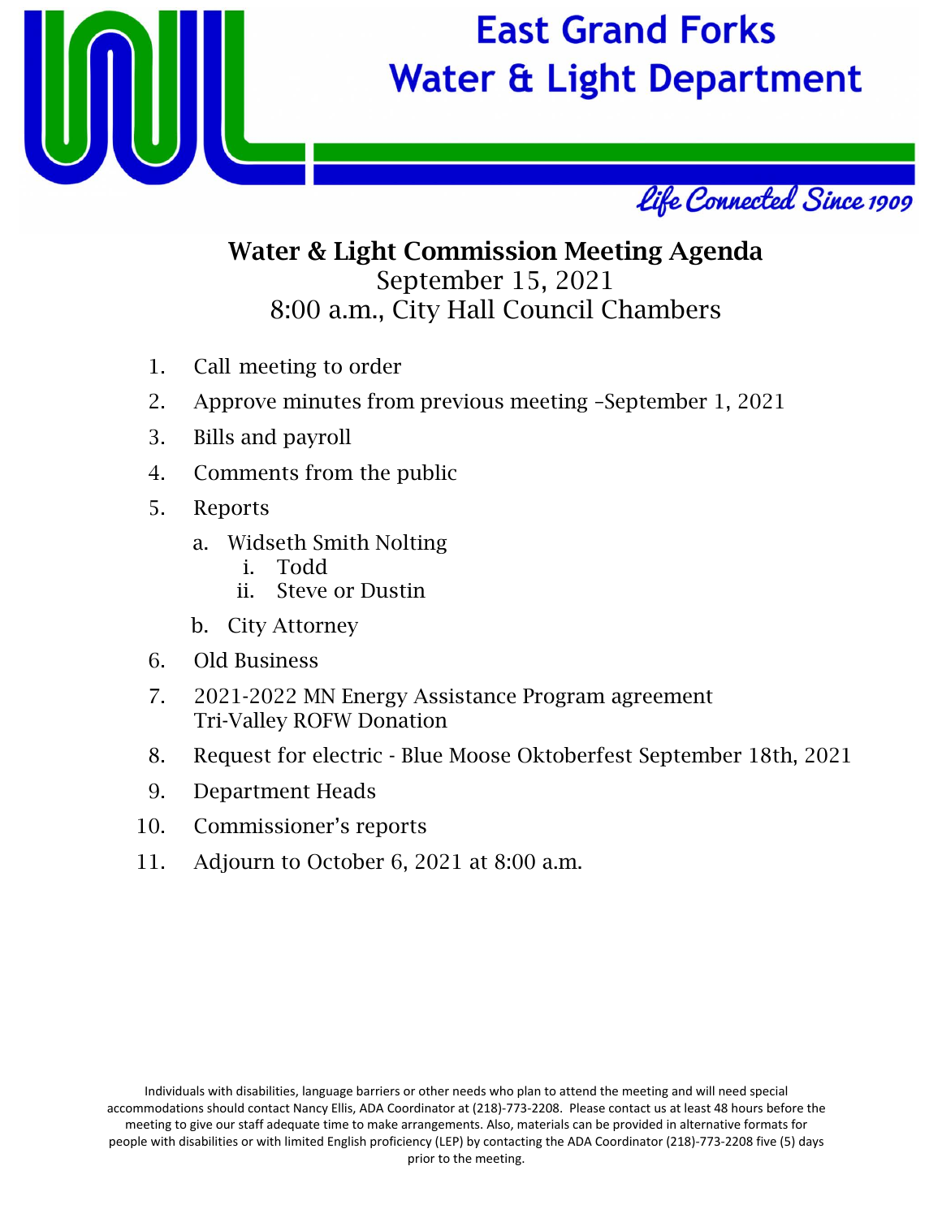# East Grand Forks Water & Light Department

*Life Connected Since 1909*

## Water & Light Commission Meeting Agenda

September 15, 2021
8:00 a.m., City Hall Council Chambers

1. Call meeting to order
2. Approve minutes from previous meeting –September 1, 2021
3. Bills and payroll
4. Comments from the public
5. Reports
   a. Widseth Smith Nolting
      i. Todd
      ii. Steve or Dustin
   b. City Attorney
6. Old Business
7. 2021-2022 MN Energy Assistance Program agreement
   Tri-Valley ROFW Donation
8. Request for electric - Blue Moose Oktoberfest September 18th, 2021
9. Department Heads
10. Commissioner's reports
11. Adjourn to October 6, 2021 at 8:00 a.m.

Individuals with disabilities, language barriers or other needs who plan to attend the meeting and will need special accommodations should contact Nancy Ellis, ADA Coordinator at (218)-773-2208. Please contact us at least 48 hours before the meeting to give our staff adequate time to make arrangements. Also, materials can be provided in alternative formats for people with disabilities or with limited English proficiency (LEP) by contacting the ADA Coordinator (218)-773-2208 five (5) days prior to the meeting.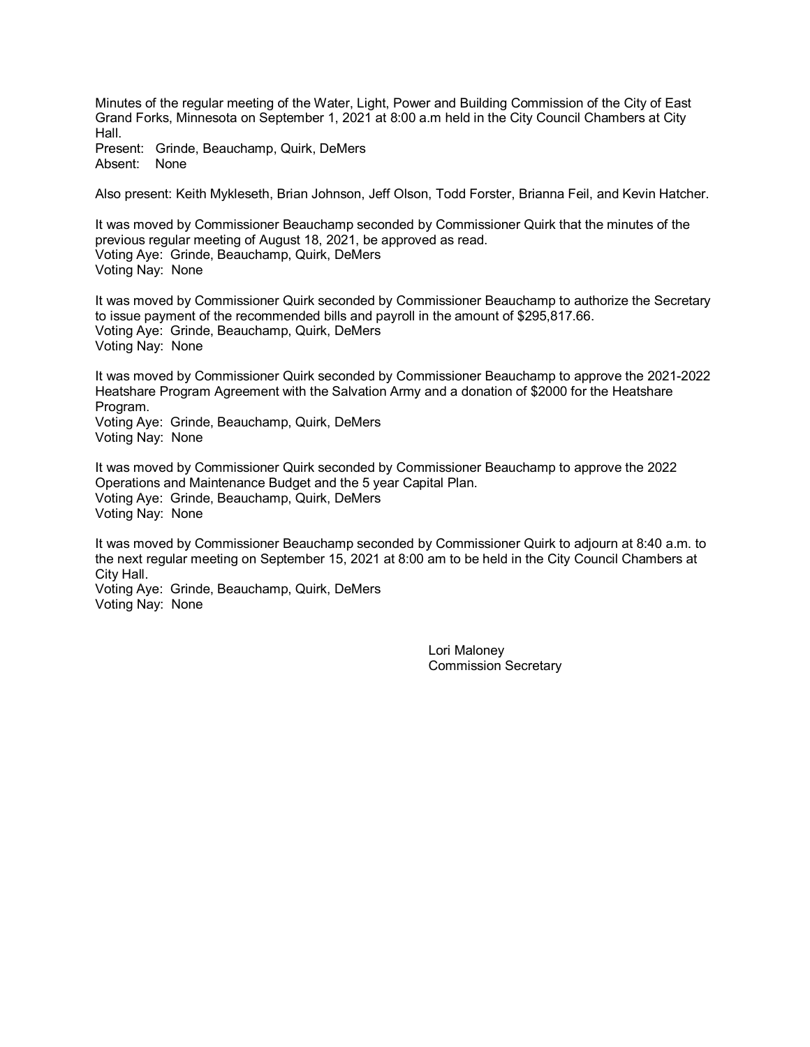Minutes of the regular meeting of the Water, Light, Power and Building Commission of the City of East Grand Forks, Minnesota on September 1, 2021 at 8:00 a.m held in the City Council Chambers at City Hall.
Present: Grinde, Beauchamp, Quirk, DeMers
Absent: None

Also present: Keith Mykleseth, Brian Johnson, Jeff Olson, Todd Forster, Brianna Feil, and Kevin Hatcher.

It was moved by Commissioner Beauchamp seconded by Commissioner Quirk that the minutes of the previous regular meeting of August 18, 2021, be approved as read.
Voting Aye: Grinde, Beauchamp, Quirk, DeMers
Voting Nay: None

It was moved by Commissioner Quirk seconded by Commissioner Beauchamp to authorize the Secretary to issue payment of the recommended bills and payroll in the amount of $295,817.66.
Voting Aye: Grinde, Beauchamp, Quirk, DeMers
Voting Nay: None

It was moved by Commissioner Quirk seconded by Commissioner Beauchamp to approve the 2021-2022 Heatshare Program Agreement with the Salvation Army and a donation of $2000 for the Heatshare Program.
Voting Aye: Grinde, Beauchamp, Quirk, DeMers
Voting Nay: None

It was moved by Commissioner Quirk seconded by Commissioner Beauchamp to approve the 2022 Operations and Maintenance Budget and the 5 year Capital Plan.
Voting Aye: Grinde, Beauchamp, Quirk, DeMers
Voting Nay: None

It was moved by Commissioner Beauchamp seconded by Commissioner Quirk to adjourn at 8:40 a.m. to the next regular meeting on September 15, 2021 at 8:00 am to be held in the City Council Chambers at City Hall.
Voting Aye: Grinde, Beauchamp, Quirk, DeMers
Voting Nay: None

Lori Maloney
Commission Secretary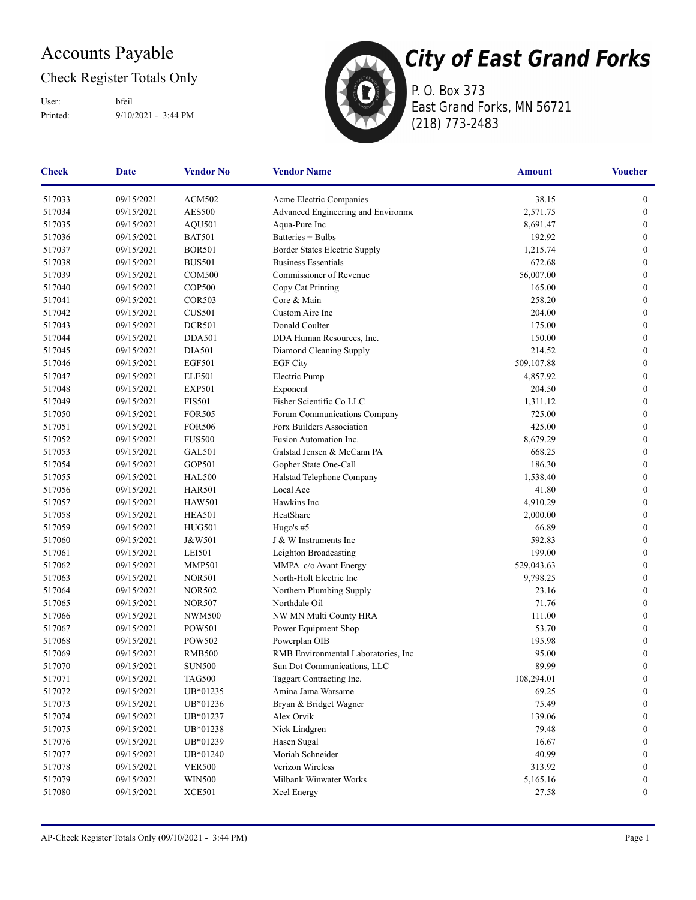# Accounts Payable

## Check Register Totals Only

User: bfeil

Printed: 9/10/2021 - 3:44 PM

**City of East Grand Forks**

P. O. Box 373
East Grand Forks, MN 56721
(218) 773-2483

| Check | Date | Vendor No | Vendor Name | Amount | Voucher |
|---|---|---|---|---|---|
| 517033 | 09/15/2021 | ACM502 | Acme Electric Companies | 38.15 | 0 |
| 517034 | 09/15/2021 | AES500 | Advanced Engineering and Environme | 2,571.75 | 0 |
| 517035 | 09/15/2021 | AQU501 | Aqua-Pure Inc | 8,691.47 | 0 |
| 517036 | 09/15/2021 | BAT501 | Batteries + Bulbs | 192.92 | 0 |
| 517037 | 09/15/2021 | BOR501 | Border States Electric Supply | 1,215.74 | 0 |
| 517038 | 09/15/2021 | BUS501 | Business Essentials | 672.68 | 0 |
| 517039 | 09/15/2021 | COM500 | Commissioner of Revenue | 56,007.00 | 0 |
| 517040 | 09/15/2021 | COP500 | Copy Cat Printing | 165.00 | 0 |
| 517041 | 09/15/2021 | COR503 | Core & Main | 258.20 | 0 |
| 517042 | 09/15/2021 | CUS501 | Custom Aire Inc | 204.00 | 0 |
| 517043 | 09/15/2021 | DCR501 | Donald Coulter | 175.00 | 0 |
| 517044 | 09/15/2021 | DDA501 | DDA Human Resources, Inc. | 150.00 | 0 |
| 517045 | 09/15/2021 | DIA501 | Diamond Cleaning Supply | 214.52 | 0 |
| 517046 | 09/15/2021 | EGF501 | EGF City | 509,107.88 | 0 |
| 517047 | 09/15/2021 | ELE501 | Electric Pump | 4,857.92 | 0 |
| 517048 | 09/15/2021 | EXP501 | Exponent | 204.50 | 0 |
| 517049 | 09/15/2021 | FIS501 | Fisher Scientific Co LLC | 1,311.12 | 0 |
| 517050 | 09/15/2021 | FOR505 | Forum Communications Company | 725.00 | 0 |
| 517051 | 09/15/2021 | FOR506 | Forx Builders Association | 425.00 | 0 |
| 517052 | 09/15/2021 | FUS500 | Fusion Automation Inc. | 8,679.29 | 0 |
| 517053 | 09/15/2021 | GAL501 | Galstad Jensen & McCann PA | 668.25 | 0 |
| 517054 | 09/15/2021 | GOP501 | Gopher State One-Call | 186.30 | 0 |
| 517055 | 09/15/2021 | HAL500 | Halstad Telephone Company | 1,538.40 | 0 |
| 517056 | 09/15/2021 | HAR501 | Local Ace | 41.80 | 0 |
| 517057 | 09/15/2021 | HAW501 | Hawkins Inc | 4,910.29 | 0 |
| 517058 | 09/15/2021 | HEA501 | HeatShare | 2,000.00 | 0 |
| 517059 | 09/15/2021 | HUG501 | Hugo's #5 | 66.89 | 0 |
| 517060 | 09/15/2021 | J&W501 | J & W Instruments Inc | 592.83 | 0 |
| 517061 | 09/15/2021 | LEI501 | Leighton Broadcasting | 199.00 | 0 |
| 517062 | 09/15/2021 | MMP501 | MMPA c/o Avant Energy | 529,043.63 | 0 |
| 517063 | 09/15/2021 | NOR501 | North-Holt Electric Inc | 9,798.25 | 0 |
| 517064 | 09/15/2021 | NOR502 | Northern Plumbing Supply | 23.16 | 0 |
| 517065 | 09/15/2021 | NOR507 | Northdale Oil | 71.76 | 0 |
| 517066 | 09/15/2021 | NWM500 | NW MN Multi County HRA | 111.00 | 0 |
| 517067 | 09/15/2021 | POW501 | Power Equipment Shop | 53.70 | 0 |
| 517068 | 09/15/2021 | POW502 | Powerplan OIB | 195.98 | 0 |
| 517069 | 09/15/2021 | RMB500 | RMB Environmental Laboratories, Inc | 95.00 | 0 |
| 517070 | 09/15/2021 | SUN500 | Sun Dot Communications, LLC | 89.99 | 0 |
| 517071 | 09/15/2021 | TAG500 | Taggart Contracting Inc. | 108,294.01 | 0 |
| 517072 | 09/15/2021 | UB*01235 | Amina Jama Warsame | 69.25 | 0 |
| 517073 | 09/15/2021 | UB*01236 | Bryan & Bridget Wagner | 75.49 | 0 |
| 517074 | 09/15/2021 | UB*01237 | Alex Orvik | 139.06 | 0 |
| 517075 | 09/15/2021 | UB*01238 | Nick Lindgren | 79.48 | 0 |
| 517076 | 09/15/2021 | UB*01239 | Hasen Sugal | 16.67 | 0 |
| 517077 | 09/15/2021 | UB*01240 | Moriah Schneider | 40.99 | 0 |
| 517078 | 09/15/2021 | VER500 | Verizon Wireless | 313.92 | 0 |
| 517079 | 09/15/2021 | WIN500 | Milbank Winwater Works | 5,165.16 | 0 |
| 517080 | 09/15/2021 | XCE501 | Xcel Energy | 27.58 | 0 |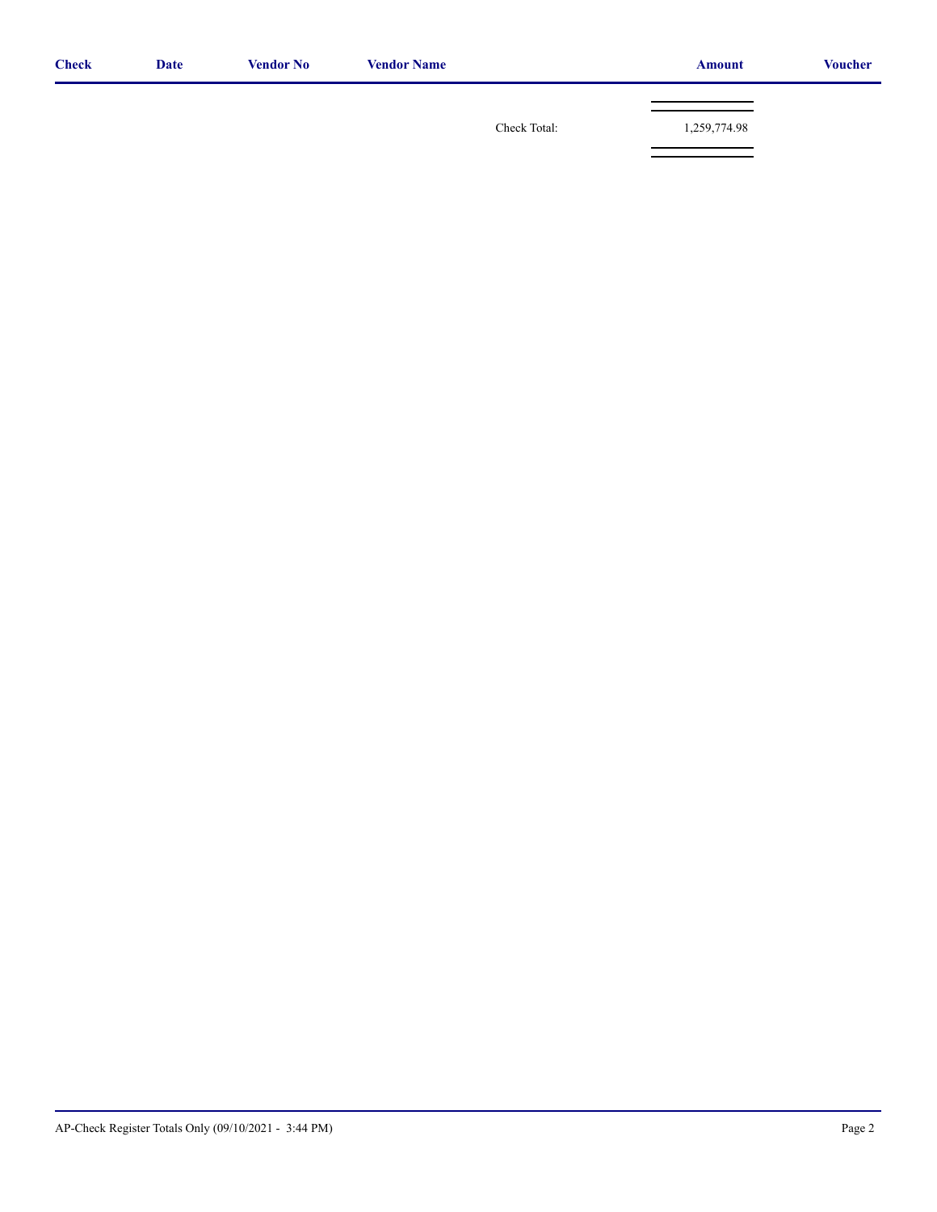| Check | Date | Vendor No | Vendor Name | | Amount | Voucher |
| --- | --- | --- | --- | --- | --- | --- |
| | | | | Check Total: | 1,259,774.98 | |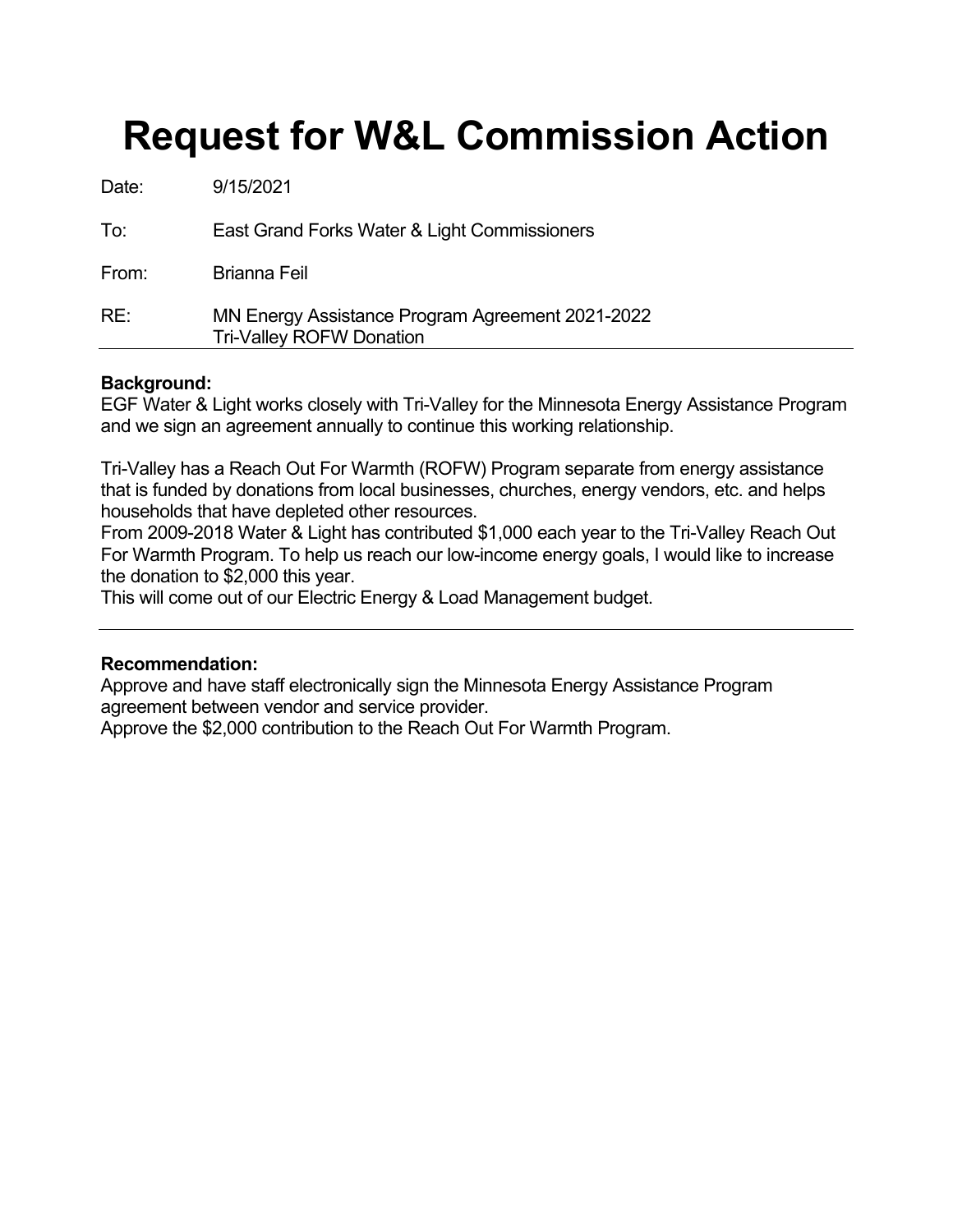# Request for W&L Commission Action

Date: 9/15/2021

To: East Grand Forks Water & Light Commissioners

From: Brianna Feil

RE: MN Energy Assistance Program Agreement 2021-2022
Tri-Valley ROFW Donation

---

**Background:**
EGF Water & Light works closely with Tri-Valley for the Minnesota Energy Assistance Program and we sign an agreement annually to continue this working relationship.

Tri-Valley has a Reach Out For Warmth (ROFW) Program separate from energy assistance that is funded by donations from local businesses, churches, energy vendors, etc. and helps households that have depleted other resources.
From 2009-2018 Water & Light has contributed $1,000 each year to the Tri-Valley Reach Out For Warmth Program. To help us reach our low-income energy goals, I would like to increase the donation to $2,000 this year.
This will come out of our Electric Energy & Load Management budget.

---

**Recommendation:**
Approve and have staff electronically sign the Minnesota Energy Assistance Program agreement between vendor and service provider.
Approve the $2,000 contribution to the Reach Out For Warmth Program.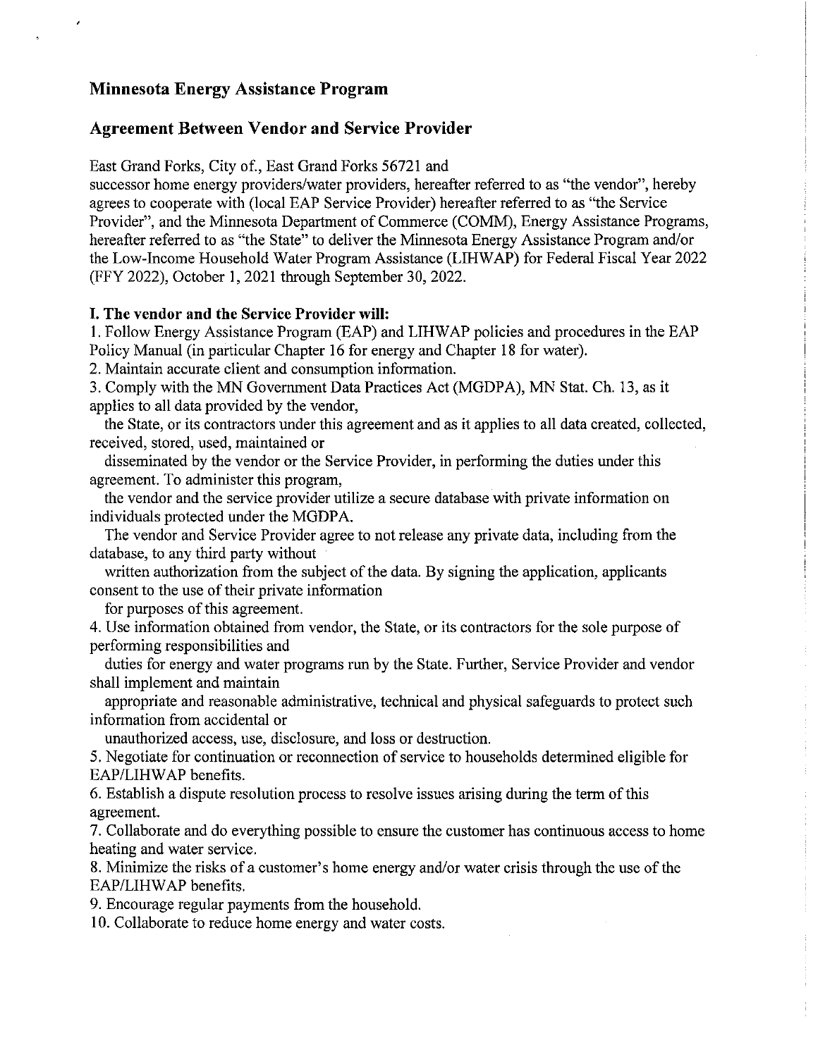# Minnesota Energy Assistance Program

## Agreement Between Vendor and Service Provider

East Grand Forks, City of., East Grand Forks 56721 and
successor home energy providers/water providers, hereafter referred to as "the vendor", hereby agrees to cooperate with (local EAP Service Provider) hereafter referred to as "the Service Provider", and the Minnesota Department of Commerce (COMM), Energy Assistance Programs, hereafter referred to as "the State" to deliver the Minnesota Energy Assistance Program and/or the Low-Income Household Water Program Assistance (LIHWAP) for Federal Fiscal Year 2022 (FFY 2022), October 1, 2021 through September 30, 2022.

**I. The vendor and the Service Provider will:**

1. Follow Energy Assistance Program (EAP) and LIHWAP policies and procedures in the EAP Policy Manual (in particular Chapter 16 for energy and Chapter 18 for water).
2. Maintain accurate client and consumption information.
3. Comply with the MN Government Data Practices Act (MGDPA), MN Stat. Ch. 13, as it applies to all data provided by the vendor, the State, or its contractors under this agreement and as it applies to all data created, collected, received, stored, used, maintained or disseminated by the vendor or the Service Provider, in performing the duties under this agreement. To administer this program, the vendor and the service provider utilize a secure database with private information on individuals protected under the MGDPA. The vendor and Service Provider agree to not release any private data, including from the database, to any third party without written authorization from the subject of the data. By signing the application, applicants consent to the use of their private information for purposes of this agreement.
4. Use information obtained from vendor, the State, or its contractors for the sole purpose of performing responsibilities and duties for energy and water programs run by the State. Further, Service Provider and vendor shall implement and maintain appropriate and reasonable administrative, technical and physical safeguards to protect such information from accidental or unauthorized access, use, disclosure, and loss or destruction.
5. Negotiate for continuation or reconnection of service to households determined eligible for EAP/LIHWAP benefits.
6. Establish a dispute resolution process to resolve issues arising during the term of this agreement.
7. Collaborate and do everything possible to ensure the customer has continuous access to home heating and water service.
8. Minimize the risks of a customer's home energy and/or water crisis through the use of the EAP/LIHWAP benefits.
9. Encourage regular payments from the household.
10. Collaborate to reduce home energy and water costs.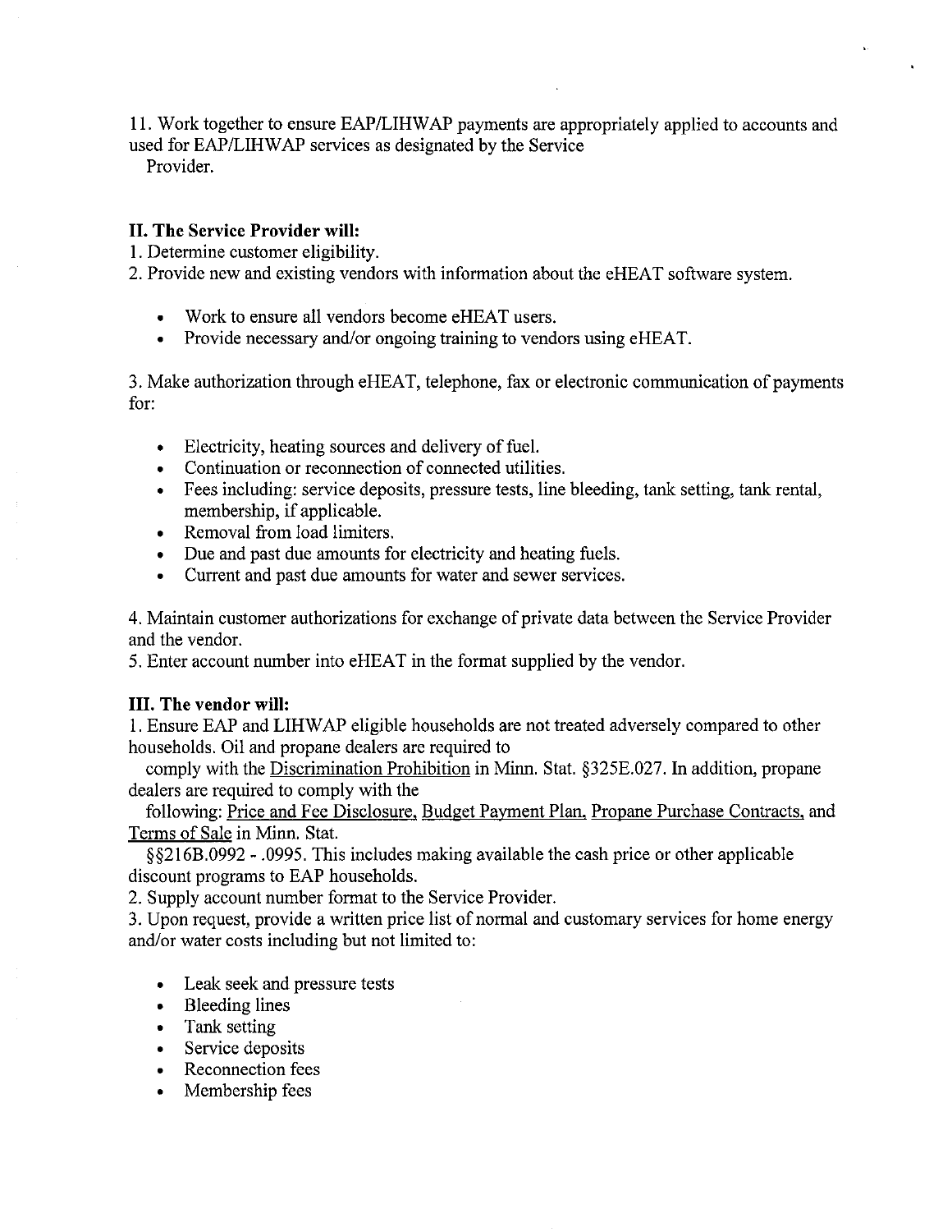11. Work together to ensure EAP/LIHWAP payments are appropriately applied to accounts and used for EAP/LIHWAP services as designated by the Service Provider.

**II. The Service Provider will:**

1. Determine customer eligibility.
2. Provide new and existing vendors with information about the eHEAT software system.
   - Work to ensure all vendors become eHEAT users.
   - Provide necessary and/or ongoing training to vendors using eHEAT.
3. Make authorization through eHEAT, telephone, fax or electronic communication of payments for:
   - Electricity, heating sources and delivery of fuel.
   - Continuation or reconnection of connected utilities.
   - Fees including: service deposits, pressure tests, line bleeding, tank setting, tank rental, membership, if applicable.
   - Removal from load limiters.
   - Due and past due amounts for electricity and heating fuels.
   - Current and past due amounts for water and sewer services.
4. Maintain customer authorizations for exchange of private data between the Service Provider and the vendor.
5. Enter account number into eHEAT in the format supplied by the vendor.

**III. The vendor will:**

1. Ensure EAP and LIHWAP eligible households are not treated adversely compared to other households. Oil and propane dealers are required to comply with the Discrimination Prohibition in Minn. Stat. §325E.027. In addition, propane dealers are required to comply with the following: Price and Fee Disclosure, Budget Payment Plan, Propane Purchase Contracts, and Terms of Sale in Minn. Stat. §§216B.0992 - .0995. This includes making available the cash price or other applicable discount programs to EAP households.
2. Supply account number format to the Service Provider.
3. Upon request, provide a written price list of normal and customary services for home energy and/or water costs including but not limited to:
   - Leak seek and pressure tests
   - Bleeding lines
   - Tank setting
   - Service deposits
   - Reconnection fees
   - Membership fees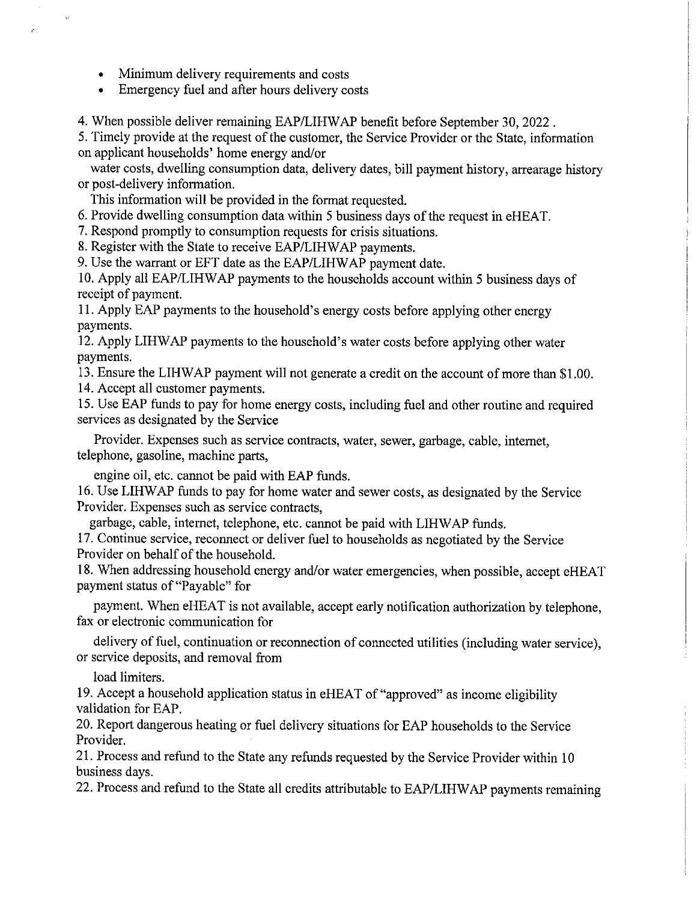- Minimum delivery requirements and costs
- Emergency fuel and after hours delivery costs

4. When possible deliver remaining EAP/LIHWAP benefit before September 30, 2022 .
5. Timely provide at the request of the customer, the Service Provider or the State, information on applicant households' home energy and/or water costs, dwelling consumption data, delivery dates, bill payment history, arrearage history or post-delivery information.
   This information will be provided in the format requested.
6. Provide dwelling consumption data within 5 business days of the request in eHEAT.
7. Respond promptly to consumption requests for crisis situations.
8. Register with the State to receive EAP/LIHWAP payments.
9. Use the warrant or EFT date as the EAP/LIHWAP payment date.
10. Apply all EAP/LIHWAP payments to the households account within 5 business days of receipt of payment.
11. Apply EAP payments to the household's energy costs before applying other energy payments.
12. Apply LIHWAP payments to the household's water costs before applying other water payments.
13. Ensure the LIHWAP payment will not generate a credit on the account of more than $1.00.
14. Accept all customer payments.
15. Use EAP funds to pay for home energy costs, including fuel and other routine and required services as designated by the Service
   Provider. Expenses such as service contracts, water, sewer, garbage, cable, internet, telephone, gasoline, machine parts,
   engine oil, etc. cannot be paid with EAP funds.
16. Use LIHWAP funds to pay for home water and sewer costs, as designated by the Service Provider. Expenses such as service contracts,
   garbage, cable, internet, telephone, etc. cannot be paid with LIHWAP funds.
17. Continue service, reconnect or deliver fuel to households as negotiated by the Service Provider on behalf of the household.
18. When addressing household energy and/or water emergencies, when possible, accept eHEAT payment status of "Payable" for
   payment. When eHEAT is not available, accept early notification authorization by telephone, fax or electronic communication for
   delivery of fuel, continuation or reconnection of connected utilities (including water service), or service deposits, and removal from
   load limiters.
19. Accept a household application status in eHEAT of "approved" as income eligibility validation for EAP.
20. Report dangerous heating or fuel delivery situations for EAP households to the Service Provider.
21. Process and refund to the State any refunds requested by the Service Provider within 10 business days.
22. Process and refund to the State all credits attributable to EAP/LIHWAP payments remaining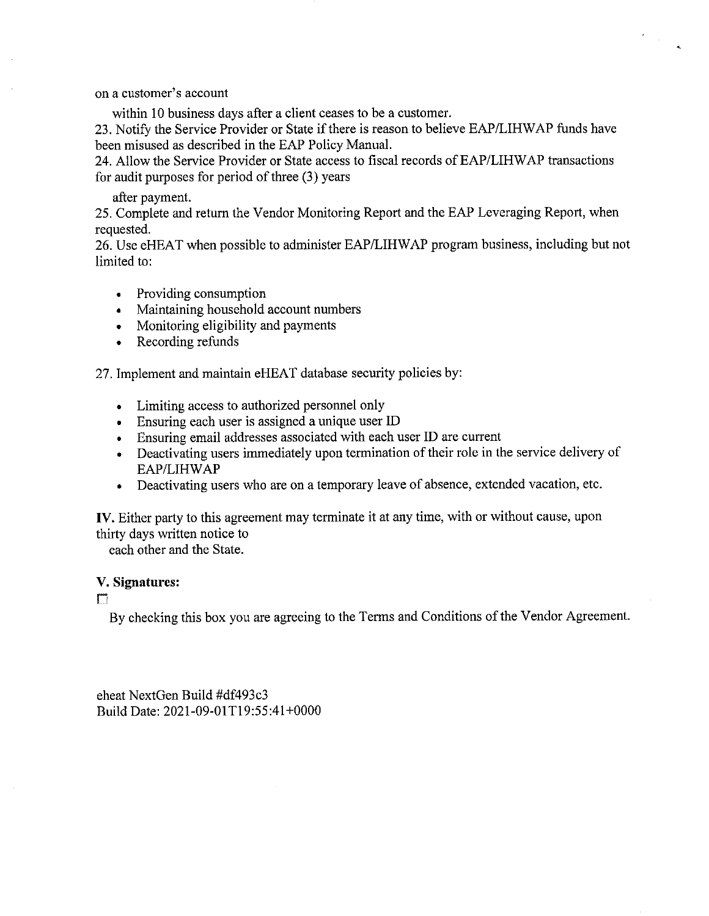on a customer's account

within 10 business days after a client ceases to be a customer.

23. Notify the Service Provider or State if there is reason to believe EAP/LIHWAP funds have been misused as described in the EAP Policy Manual.

24. Allow the Service Provider or State access to fiscal records of EAP/LIHWAP transactions for audit purposes for period of three (3) years

after payment.

25. Complete and return the Vendor Monitoring Report and the EAP Leveraging Report, when requested.

26. Use eHEAT when possible to administer EAP/LIHWAP program business, including but not limited to:

- Providing consumption
- Maintaining household account numbers
- Monitoring eligibility and payments
- Recording refunds

27. Implement and maintain eHEAT database security policies by:

- Limiting access to authorized personnel only
- Ensuring each user is assigned a unique user ID
- Ensuring email addresses associated with each user ID are current
- Deactivating users immediately upon termination of their role in the service delivery of EAP/LIHWAP
- Deactivating users who are on a temporary leave of absence, extended vacation, etc.

**IV.** Either party to this agreement may terminate it at any time, with or without cause, upon thirty days written notice to

each other and the State.

**V. Signatures:**

☐

By checking this box you are agreeing to the Terms and Conditions of the Vendor Agreement.

eheat NextGen Build #df493c3
Build Date: 2021-09-01T19:55:41+0000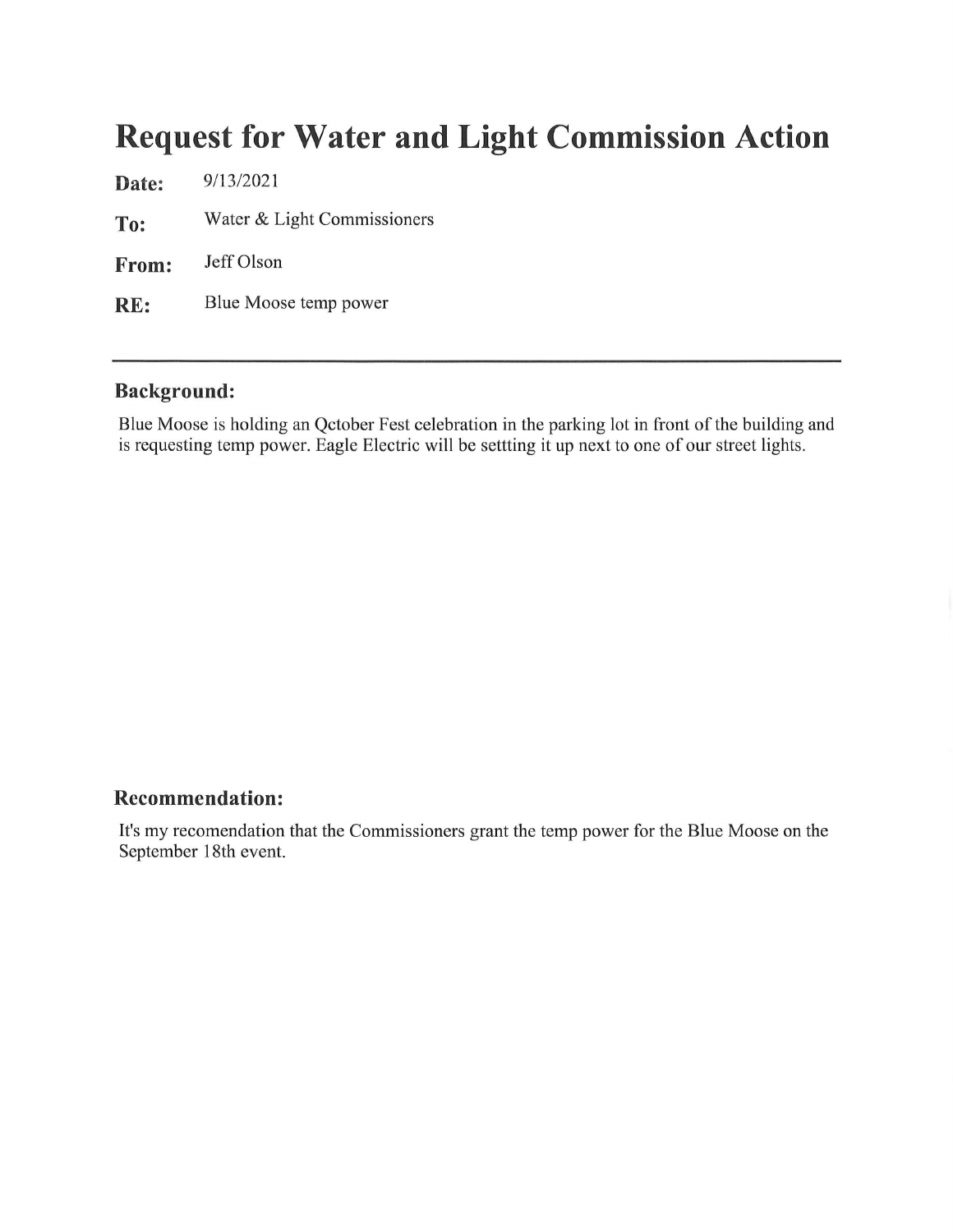# Request for Water and Light Commission Action

**Date:** 9/13/2021

**To:** Water & Light Commissioners

**From:** Jeff Olson

**RE:** Blue Moose temp power

---

## Background:

Blue Moose is holding an Qctober Fest celebration in the parking lot in front of the building and is requesting temp power. Eagle Electric will be settting it up next to one of our street lights.

## Recommendation:

It's my recomendation that the Commissioners grant the temp power for the Blue Moose on the September 18th event.